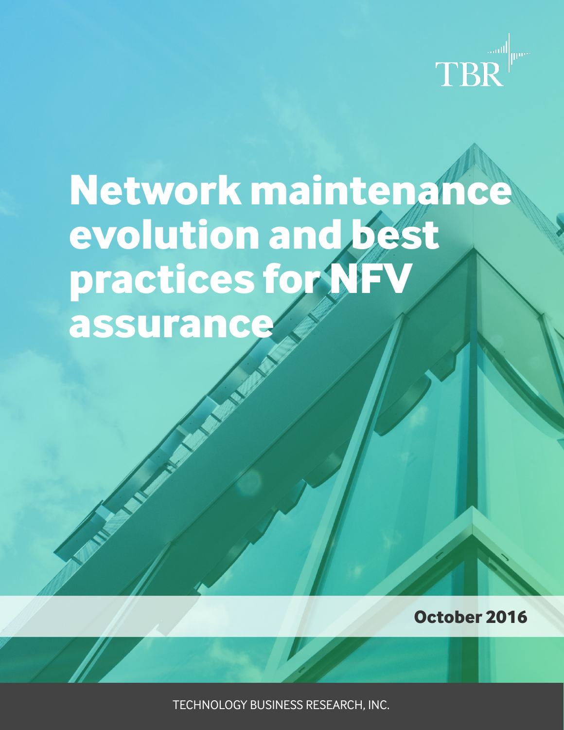TBR

# Network maintenance evolution and best practices for NFV assurance

**October 2016**

TECHNOLOGY BUSINESS RESEARCH, INC.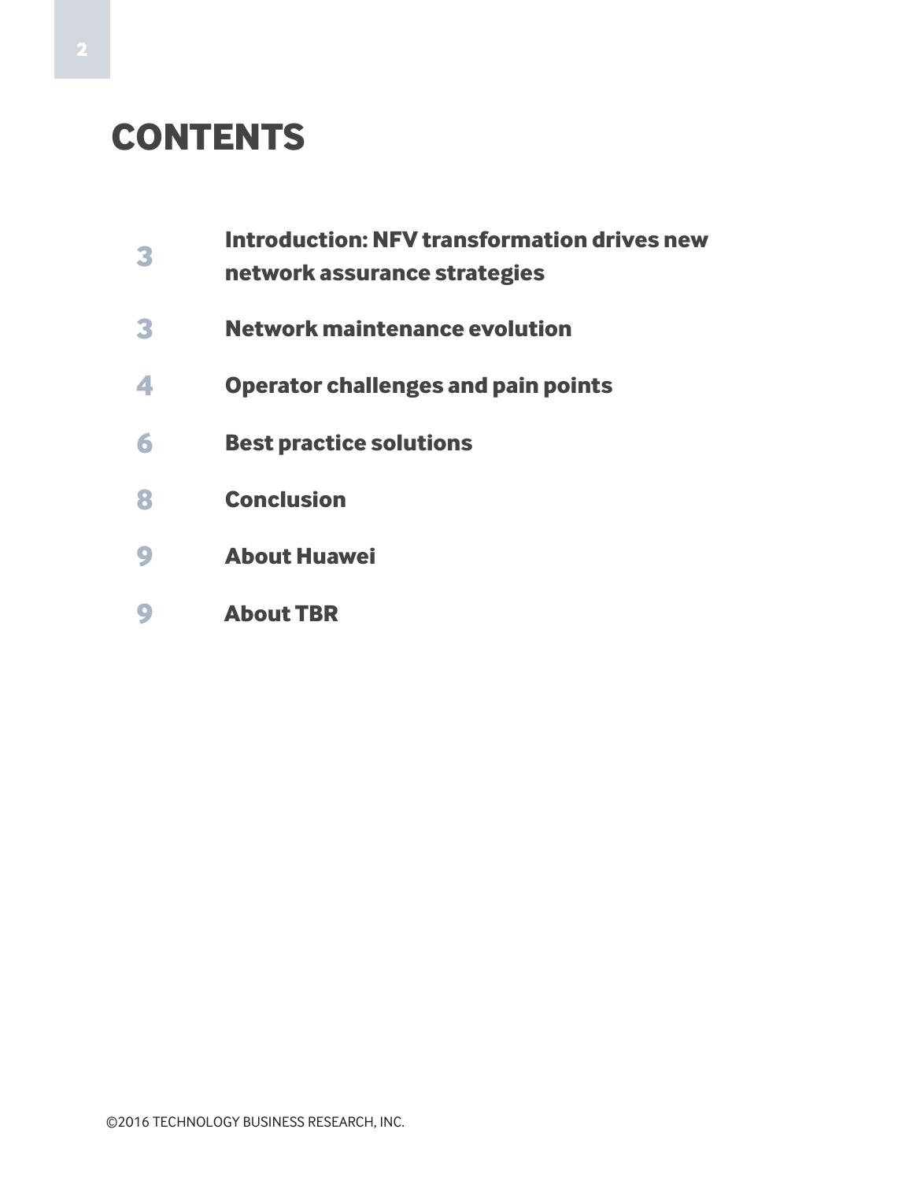# CONTENTS

| | |
|---|---|
| 3 | **Introduction: NFV transformation drives new network assurance strategies** |
| 3 | **Network maintenance evolution** |
| 4 | **Operator challenges and pain points** |
| 6 | **Best practice solutions** |
| 8 | **Conclusion** |
| 9 | **About Huawei** |
| 9 | **About TBR** |

©2016 TECHNOLOGY BUSINESS RESEARCH, INC.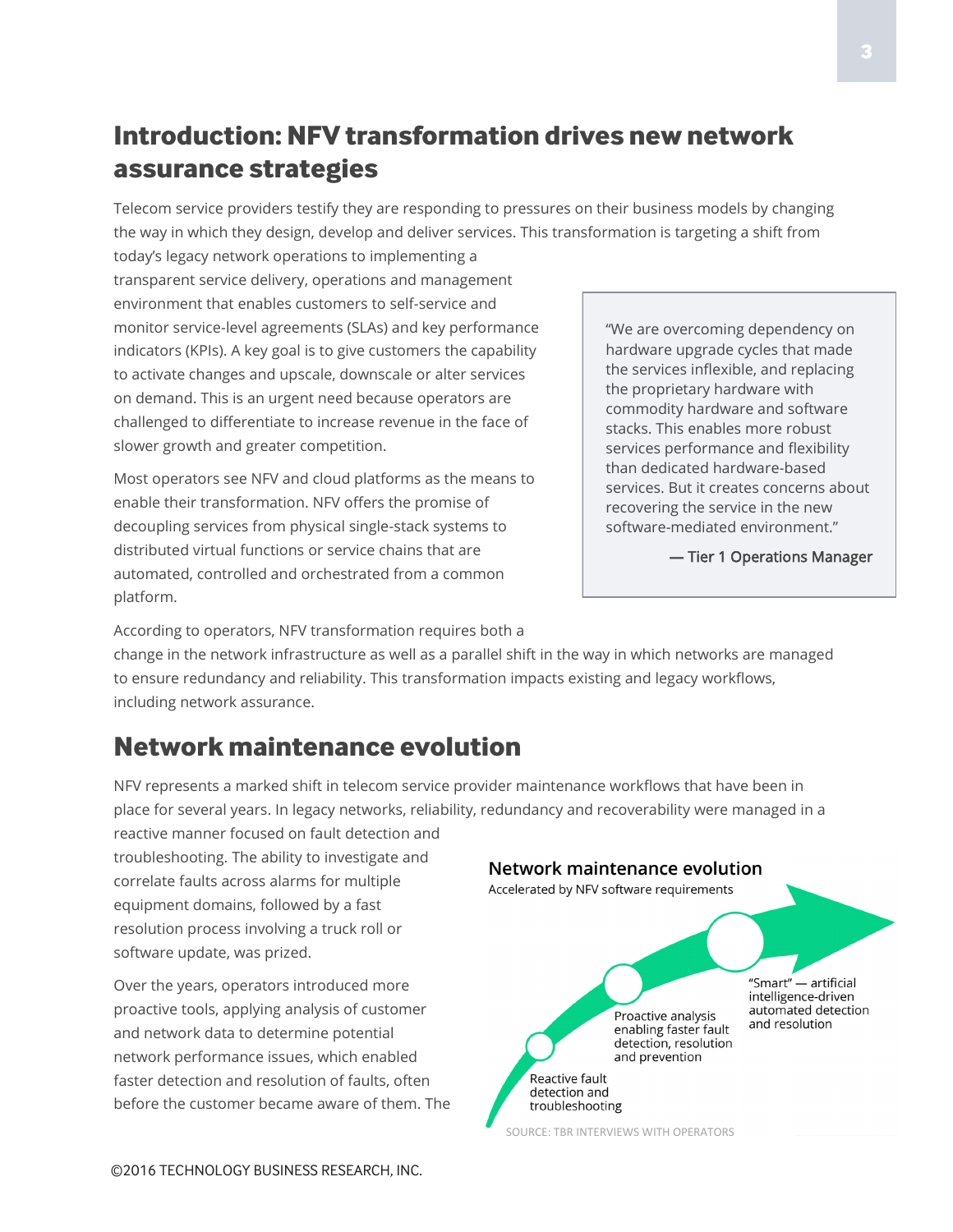## Introduction: NFV transformation drives new network assurance strategies

Telecom service providers testify they are responding to pressures on their business models by changing the way in which they design, develop and deliver services. This transformation is targeting a shift from today's legacy network operations to implementing a transparent service delivery, operations and management environment that enables customers to self-service and monitor service-level agreements (SLAs) and key performance indicators (KPIs). A key goal is to give customers the capability to activate changes and upscale, downscale or alter services on demand. This is an urgent need because operators are challenged to differentiate to increase revenue in the face of slower growth and greater competition.

> "We are overcoming dependency on hardware upgrade cycles that made the services inflexible, and replacing the proprietary hardware with commodity hardware and software stacks. This enables more robust services performance and flexibility than dedicated hardware-based services. But it creates concerns about recovering the service in the new software-mediated environment."
>
> — Tier 1 Operations Manager

Most operators see NFV and cloud platforms as the means to enable their transformation. NFV offers the promise of decoupling services from physical single-stack systems to distributed virtual functions or service chains that are automated, controlled and orchestrated from a common platform.

According to operators, NFV transformation requires both a change in the network infrastructure as well as a parallel shift in the way in which networks are managed to ensure redundancy and reliability. This transformation impacts existing and legacy workflows, including network assurance.

## Network maintenance evolution

NFV represents a marked shift in telecom service provider maintenance workflows that have been in place for several years. In legacy networks, reliability, redundancy and recoverability were managed in a reactive manner focused on fault detection and troubleshooting. The ability to investigate and correlate faults across alarms for multiple equipment domains, followed by a fast resolution process involving a truck roll or software update, was prized.

**Network maintenance evolution**

Accelerated by NFV software requirements

- Reactive fault detection and troubleshooting
- Proactive analysis enabling faster fault detection, resolution and prevention
- "Smart" — artificial intelligence-driven automated detection and resolution

SOURCE: TBR INTERVIEWS WITH OPERATORS

Over the years, operators introduced more proactive tools, applying analysis of customer and network data to determine potential network performance issues, which enabled faster detection and resolution of faults, often before the customer became aware of them. The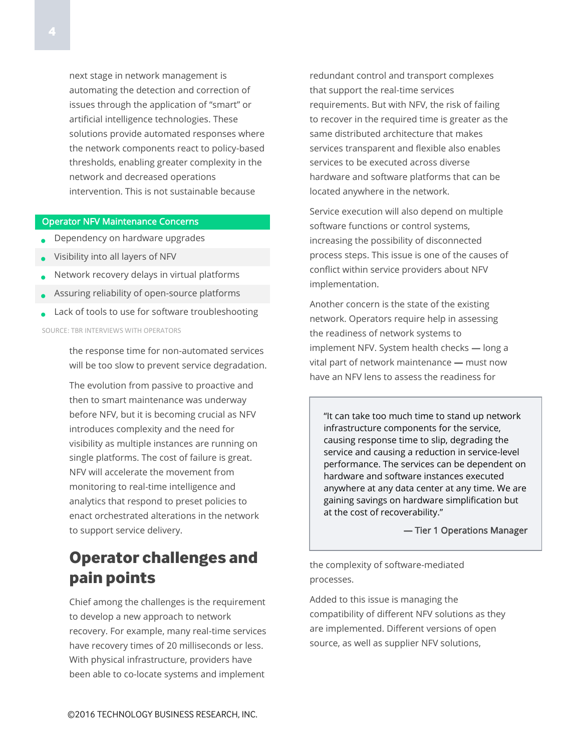next stage in network management is automating the detection and correction of issues through the application of "smart" or artificial intelligence technologies. These solutions provide automated responses where the network components react to policy-based thresholds, enabling greater complexity in the network and decreased operations intervention. This is not sustainable because the response time for non-automated services will be too slow to prevent service degradation.

**Operator NFV Maintenance Concerns**

- Dependency on hardware upgrades
- Visibility into all layers of NFV
- Network recovery delays in virtual platforms
- Assuring reliability of open-source platforms
- Lack of tools to use for software troubleshooting

SOURCE: TBR INTERVIEWS WITH OPERATORS

The evolution from passive to proactive and then to smart maintenance was underway before NFV, but it is becoming crucial as NFV introduces complexity and the need for visibility as multiple instances are running on single platforms. The cost of failure is great. NFV will accelerate the movement from monitoring to real-time intelligence and analytics that respond to preset policies to enact orchestrated alterations in the network to support service delivery.

## Operator challenges and pain points

Chief among the challenges is the requirement to develop a new approach to network recovery. For example, many real-time services have recovery times of 20 milliseconds or less. With physical infrastructure, providers have been able to co-locate systems and implement redundant control and transport complexes that support the real-time services requirements. But with NFV, the risk of failing to recover in the required time is greater as the same distributed architecture that makes services transparent and flexible also enables services to be executed across diverse hardware and software platforms that can be located anywhere in the network.

Service execution will also depend on multiple software functions or control systems, increasing the possibility of disconnected process steps. This issue is one of the causes of conflict within service providers about NFV implementation.

Another concern is the state of the existing network. Operators require help in assessing the readiness of network systems to implement NFV. System health checks — long a vital part of network maintenance — must now have an NFV lens to assess the readiness for the complexity of software-mediated processes.

> "It can take too much time to stand up network infrastructure components for the service, causing response time to slip, degrading the service and causing a reduction in service-level performance. The services can be dependent on hardware and software instances executed anywhere at any data center at any time. We are gaining savings on hardware simplification but at the cost of recoverability."
>
> — Tier 1 Operations Manager

Added to this issue is managing the compatibility of different NFV solutions as they are implemented. Different versions of open source, as well as supplier NFV solutions,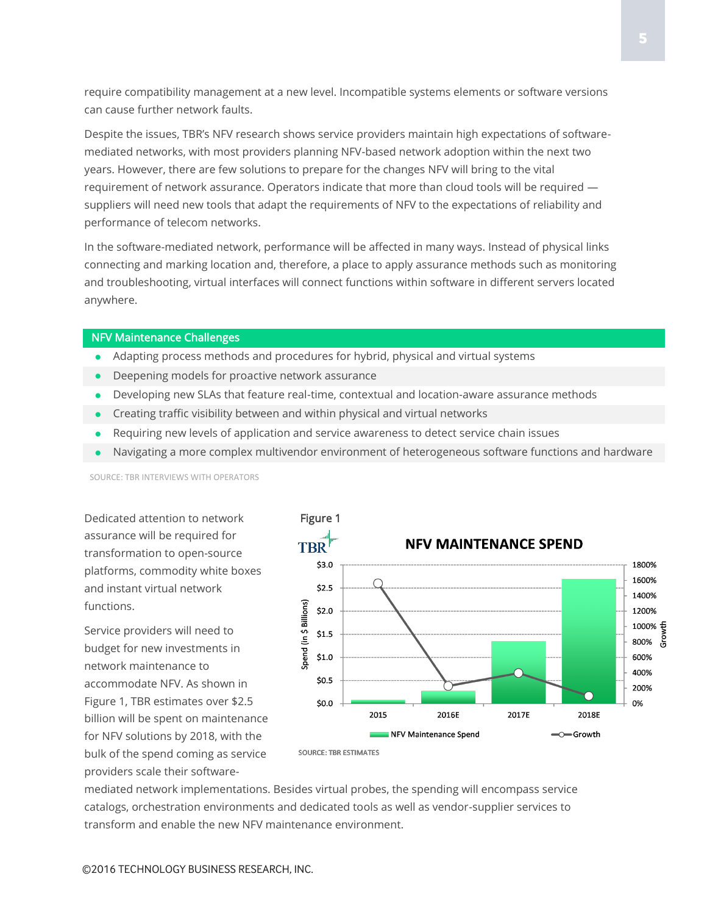require compatibility management at a new level. Incompatible systems elements or software versions can cause further network faults.

Despite the issues, TBR's NFV research shows service providers maintain high expectations of software-mediated networks, with most providers planning NFV-based network adoption within the next two years. However, there are few solutions to prepare for the changes NFV will bring to the vital requirement of network assurance. Operators indicate that more than cloud tools will be required — suppliers will need new tools that adapt the requirements of NFV to the expectations of reliability and performance of telecom networks.

In the software-mediated network, performance will be affected in many ways. Instead of physical links connecting and marking location and, therefore, a place to apply assurance methods such as monitoring and troubleshooting, virtual interfaces will connect functions within software in different servers located anywhere.

**NFV Maintenance Challenges**

- Adapting process methods and procedures for hybrid, physical and virtual systems
- Deepening models for proactive network assurance
- Developing new SLAs that feature real-time, contextual and location-aware assurance methods
- Creating traffic visibility between and within physical and virtual networks
- Requiring new levels of application and service awareness to detect service chain issues
- Navigating a more complex multivendor environment of heterogeneous software functions and hardware

SOURCE: TBR INTERVIEWS WITH OPERATORS

Dedicated attention to network assurance will be required for transformation to open-source platforms, commodity white boxes and instant virtual network functions.

Service providers will need to budget for new investments in network maintenance to accommodate NFV. As shown in Figure 1, TBR estimates over $2.5 billion will be spent on maintenance for NFV solutions by 2018, with the bulk of the spend coming as service providers scale their software-mediated network implementations. Besides virtual probes, the spending will encompass service catalogs, orchestration environments and dedicated tools as well as vendor-supplier services to transform and enable the new NFV maintenance environment.

Figure 1

**NFV MAINTENANCE SPEND**

SOURCE: TBR ESTIMATES

©2016 TECHNOLOGY BUSINESS RESEARCH, INC.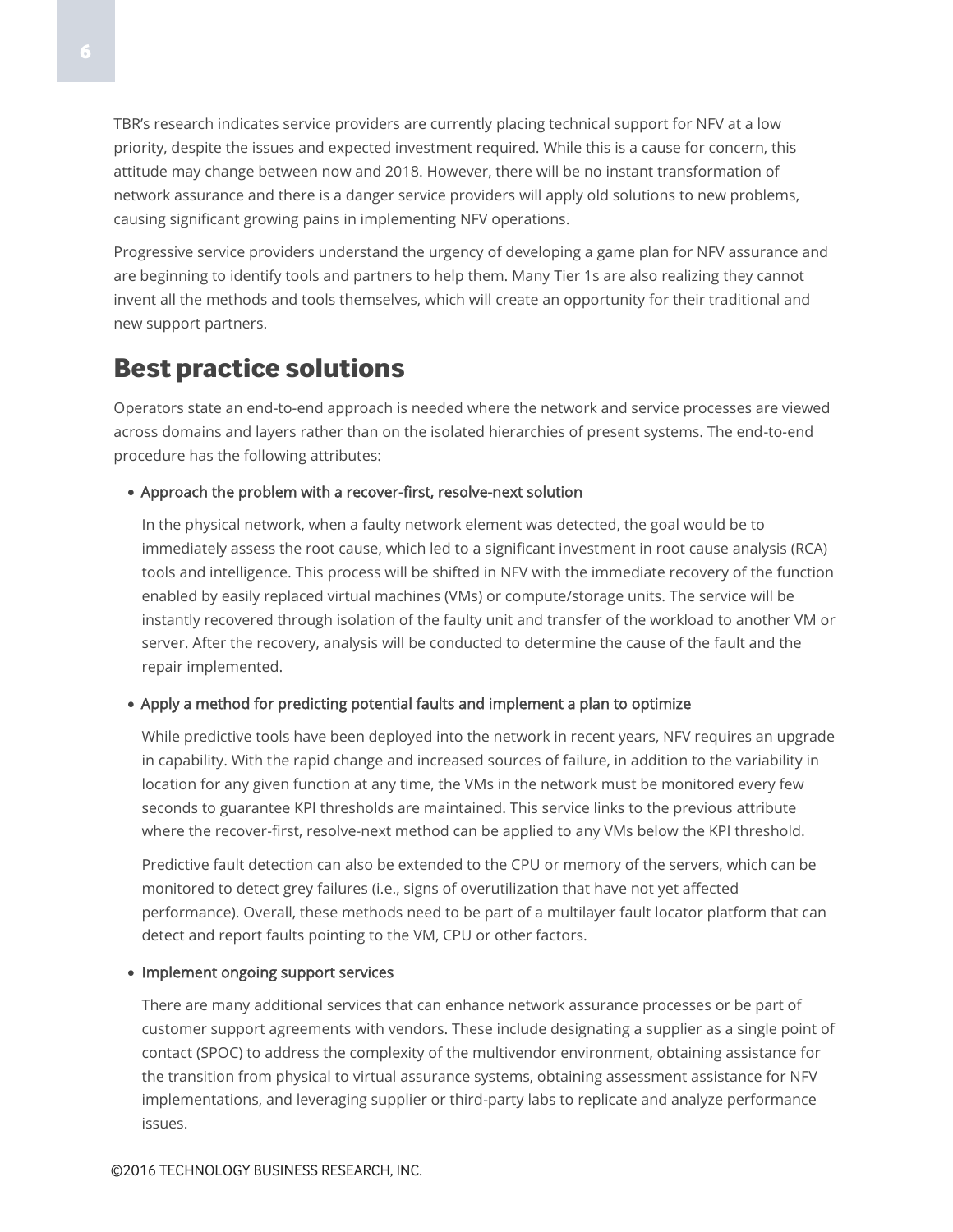TBR's research indicates service providers are currently placing technical support for NFV at a low priority, despite the issues and expected investment required. While this is a cause for concern, this attitude may change between now and 2018. However, there will be no instant transformation of network assurance and there is a danger service providers will apply old solutions to new problems, causing significant growing pains in implementing NFV operations.

Progressive service providers understand the urgency of developing a game plan for NFV assurance and are beginning to identify tools and partners to help them. Many Tier 1s are also realizing they cannot invent all the methods and tools themselves, which will create an opportunity for their traditional and new support partners.

## Best practice solutions

Operators state an end-to-end approach is needed where the network and service processes are viewed across domains and layers rather than on the isolated hierarchies of present systems. The end-to-end procedure has the following attributes:

- Approach the problem with a recover-first, resolve-next solution

  In the physical network, when a faulty network element was detected, the goal would be to immediately assess the root cause, which led to a significant investment in root cause analysis (RCA) tools and intelligence. This process will be shifted in NFV with the immediate recovery of the function enabled by easily replaced virtual machines (VMs) or compute/storage units. The service will be instantly recovered through isolation of the faulty unit and transfer of the workload to another VM or server. After the recovery, analysis will be conducted to determine the cause of the fault and the repair implemented.

- Apply a method for predicting potential faults and implement a plan to optimize

  While predictive tools have been deployed into the network in recent years, NFV requires an upgrade in capability. With the rapid change and increased sources of failure, in addition to the variability in location for any given function at any time, the VMs in the network must be monitored every few seconds to guarantee KPI thresholds are maintained. This service links to the previous attribute where the recover-first, resolve-next method can be applied to any VMs below the KPI threshold.

  Predictive fault detection can also be extended to the CPU or memory of the servers, which can be monitored to detect grey failures (i.e., signs of overutilization that have not yet affected performance). Overall, these methods need to be part of a multilayer fault locator platform that can detect and report faults pointing to the VM, CPU or other factors.

- Implement ongoing support services

  There are many additional services that can enhance network assurance processes or be part of customer support agreements with vendors. These include designating a supplier as a single point of contact (SPOC) to address the complexity of the multivendor environment, obtaining assistance for the transition from physical to virtual assurance systems, obtaining assessment assistance for NFV implementations, and leveraging supplier or third-party labs to replicate and analyze performance issues.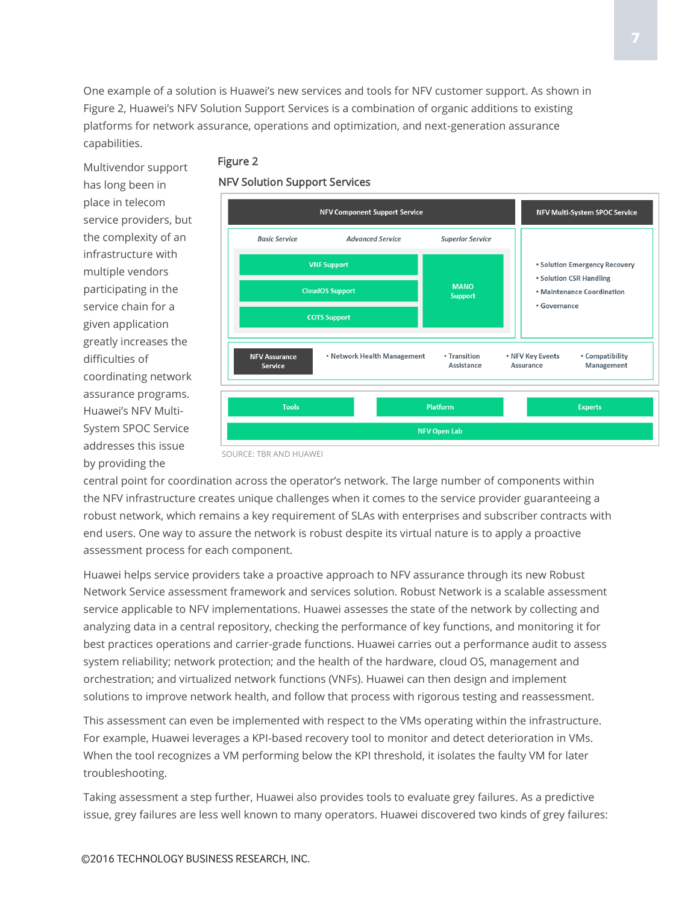One example of a solution is Huawei's new services and tools for NFV customer support. As shown in Figure 2, Huawei's NFV Solution Support Services is a combination of organic additions to existing platforms for network assurance, operations and optimization, and next-generation assurance capabilities.

Multivendor support has long been in place in telecom service providers, but the complexity of an infrastructure with multiple vendors participating in the service chain for a given application greatly increases the difficulties of coordinating network assurance programs. Huawei's NFV Multi-System SPOC Service addresses this issue by providing the central point for coordination across the operator's network. The large number of components within the NFV infrastructure creates unique challenges when it comes to the service provider guaranteeing a robust network, which remains a key requirement of SLAs with enterprises and subscriber contracts with end users. One way to assure the network is robust despite its virtual nature is to apply a proactive assessment process for each component.

Figure 2

NFV Solution Support Services

NFV Component Support Service

*Basic Service* | *Advanced Service* | *Superior Service*

- VNF Support
- CloudOS Support
- COTS Support
- MANO Support

NFV Multi-System SPOC Service

- Solution Emergency Recovery
- Solution CSR Handling
- Maintenance Coordination
- Governance

NFV Assurance Service

- Network Health Management
- Transition Assistance
- NFV Key Events Assurance
- Compatibility Management

Tools | Platform | Experts

NFV Open Lab

SOURCE: TBR AND HUAWEI

Huawei helps service providers take a proactive approach to NFV assurance through its new Robust Network Service assessment framework and services solution. Robust Network is a scalable assessment service applicable to NFV implementations. Huawei assesses the state of the network by collecting and analyzing data in a central repository, checking the performance of key functions, and monitoring it for best practices operations and carrier-grade functions. Huawei carries out a performance audit to assess system reliability; network protection; and the health of the hardware, cloud OS, management and orchestration; and virtualized network functions (VNFs). Huawei can then design and implement solutions to improve network health, and follow that process with rigorous testing and reassessment.

This assessment can even be implemented with respect to the VMs operating within the infrastructure. For example, Huawei leverages a KPI-based recovery tool to monitor and detect deterioration in VMs. When the tool recognizes a VM performing below the KPI threshold, it isolates the faulty VM for later troubleshooting.

Taking assessment a step further, Huawei also provides tools to evaluate grey failures. As a predictive issue, grey failures are less well known to many operators. Huawei discovered two kinds of grey failures: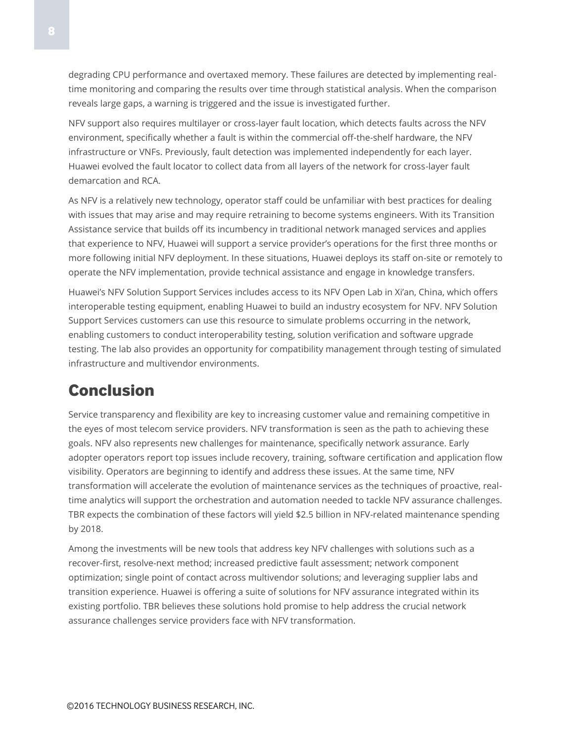degrading CPU performance and overtaxed memory. These failures are detected by implementing real-time monitoring and comparing the results over time through statistical analysis. When the comparison reveals large gaps, a warning is triggered and the issue is investigated further.

NFV support also requires multilayer or cross-layer fault location, which detects faults across the NFV environment, specifically whether a fault is within the commercial off-the-shelf hardware, the NFV infrastructure or VNFs. Previously, fault detection was implemented independently for each layer. Huawei evolved the fault locator to collect data from all layers of the network for cross-layer fault demarcation and RCA.

As NFV is a relatively new technology, operator staff could be unfamiliar with best practices for dealing with issues that may arise and may require retraining to become systems engineers. With its Transition Assistance service that builds off its incumbency in traditional network managed services and applies that experience to NFV, Huawei will support a service provider's operations for the first three months or more following initial NFV deployment. In these situations, Huawei deploys its staff on-site or remotely to operate the NFV implementation, provide technical assistance and engage in knowledge transfers.

Huawei's NFV Solution Support Services includes access to its NFV Open Lab in Xi'an, China, which offers interoperable testing equipment, enabling Huawei to build an industry ecosystem for NFV. NFV Solution Support Services customers can use this resource to simulate problems occurring in the network, enabling customers to conduct interoperability testing, solution verification and software upgrade testing. The lab also provides an opportunity for compatibility management through testing of simulated infrastructure and multivendor environments.

# Conclusion

Service transparency and flexibility are key to increasing customer value and remaining competitive in the eyes of most telecom service providers. NFV transformation is seen as the path to achieving these goals. NFV also represents new challenges for maintenance, specifically network assurance. Early adopter operators report top issues include recovery, training, software certification and application flow visibility. Operators are beginning to identify and address these issues. At the same time, NFV transformation will accelerate the evolution of maintenance services as the techniques of proactive, real-time analytics will support the orchestration and automation needed to tackle NFV assurance challenges. TBR expects the combination of these factors will yield $2.5 billion in NFV-related maintenance spending by 2018.

Among the investments will be new tools that address key NFV challenges with solutions such as a recover-first, resolve-next method; increased predictive fault assessment; network component optimization; single point of contact across multivendor solutions; and leveraging supplier labs and transition experience. Huawei is offering a suite of solutions for NFV assurance integrated within its existing portfolio. TBR believes these solutions hold promise to help address the crucial network assurance challenges service providers face with NFV transformation.

©2016 TECHNOLOGY BUSINESS RESEARCH, INC.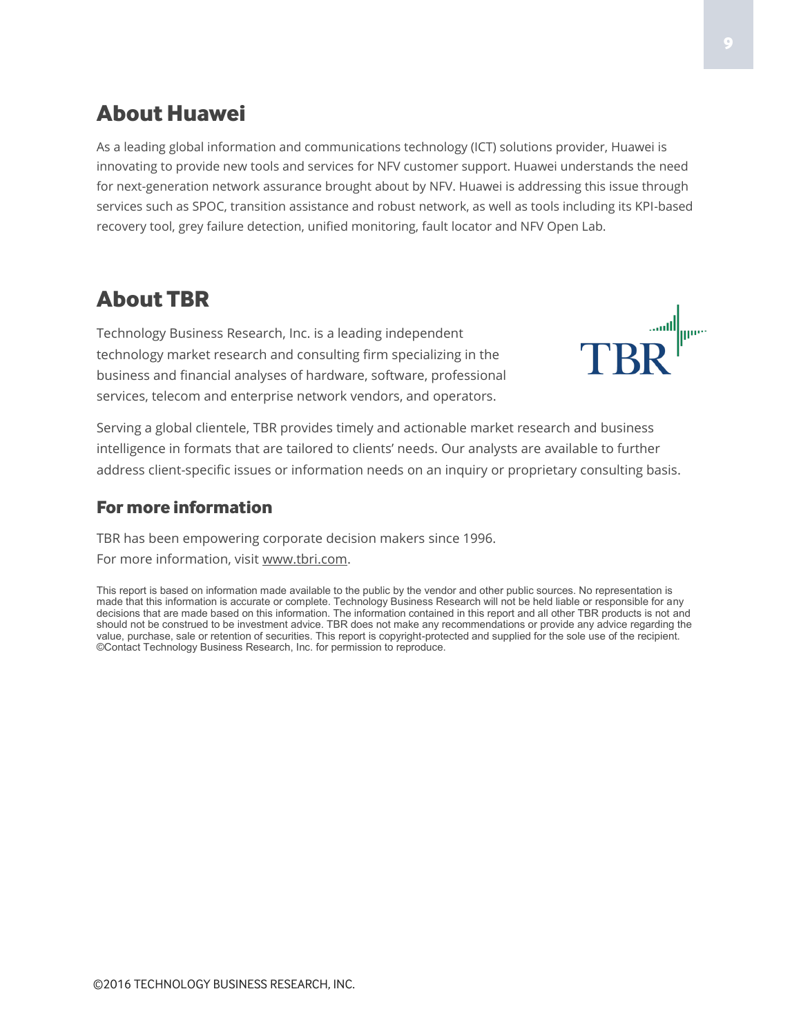## About Huawei

As a leading global information and communications technology (ICT) solutions provider, Huawei is innovating to provide new tools and services for NFV customer support. Huawei understands the need for next-generation network assurance brought about by NFV. Huawei is addressing this issue through services such as SPOC, transition assistance and robust network, as well as tools including its KPI-based recovery tool, grey failure detection, unified monitoring, fault locator and NFV Open Lab.

## About TBR

Technology Business Research, Inc. is a leading independent technology market research and consulting firm specializing in the business and financial analyses of hardware, software, professional services, telecom and enterprise network vendors, and operators.

Serving a global clientele, TBR provides timely and actionable market research and business intelligence in formats that are tailored to clients' needs. Our analysts are available to further address client-specific issues or information needs on an inquiry or proprietary consulting basis.

### For more information

TBR has been empowering corporate decision makers since 1996.
For more information, visit www.tbri.com.

This report is based on information made available to the public by the vendor and other public sources. No representation is made that this information is accurate or complete. Technology Business Research will not be held liable or responsible for any decisions that are made based on this information. The information contained in this report and all other TBR products is not and should not be construed to be investment advice. TBR does not make any recommendations or provide any advice regarding the value, purchase, sale or retention of securities. This report is copyright-protected and supplied for the sole use of the recipient. ©Contact Technology Business Research, Inc. for permission to reproduce.

©2016 TECHNOLOGY BUSINESS RESEARCH, INC.